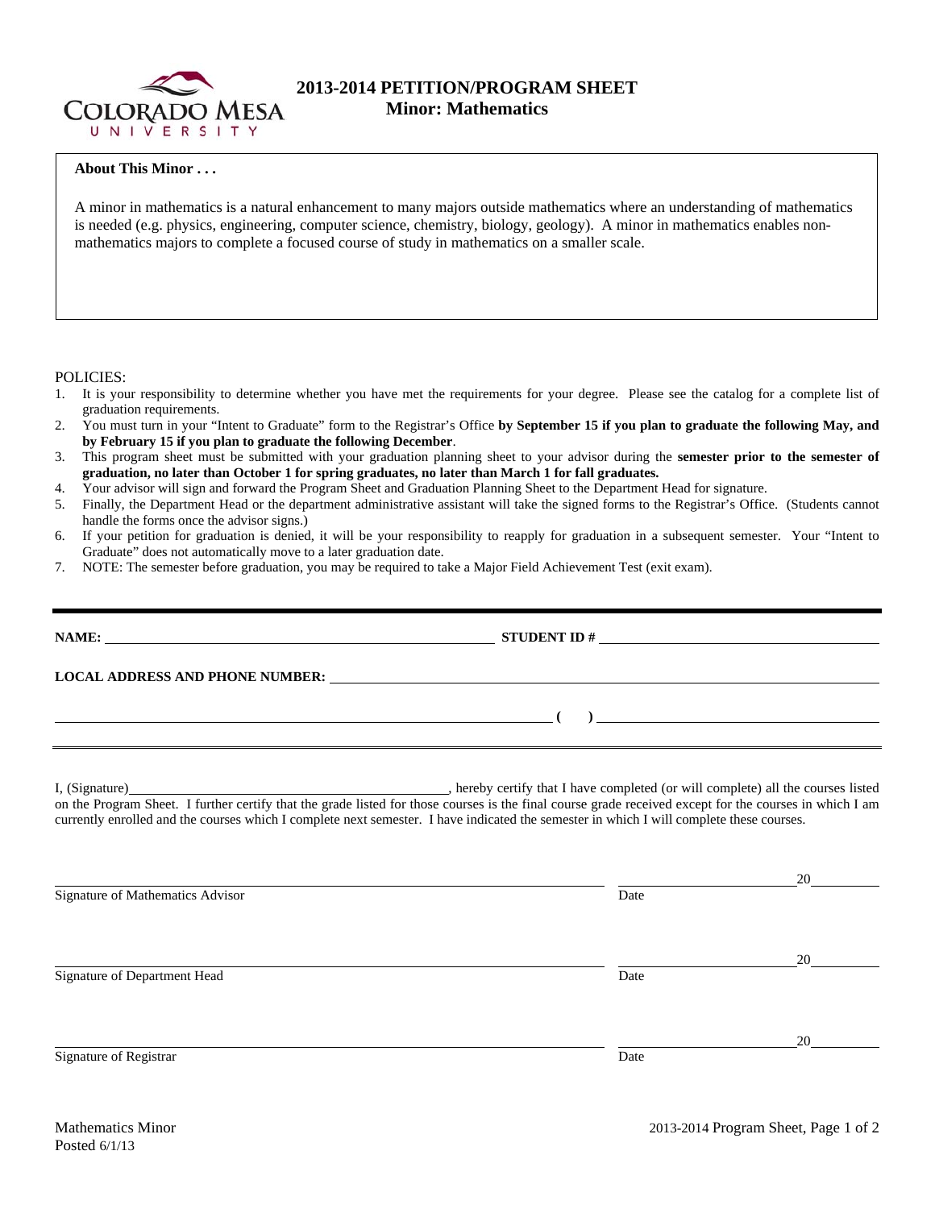# 2013-2014 PETITION/PROGRAM SHEET
## Minor: Mathematics

**About This Minor . . .**

A minor in mathematics is a natural enhancement to many majors outside mathematics where an understanding of mathematics is needed (e.g. physics, engineering, computer science, chemistry, biology, geology). A minor in mathematics enables non-mathematics majors to complete a focused course of study in mathematics on a smaller scale.

POLICIES:

1. It is your responsibility to determine whether you have met the requirements for your degree. Please see the catalog for a complete list of graduation requirements.
2. You must turn in your "Intent to Graduate" form to the Registrar's Office **by September 15 if you plan to graduate the following May, and by February 15 if you plan to graduate the following December**.
3. This program sheet must be submitted with your graduation planning sheet to your advisor during the **semester prior to the semester of graduation, no later than October 1 for spring graduates, no later than March 1 for fall graduates.**
4. Your advisor will sign and forward the Program Sheet and Graduation Planning Sheet to the Department Head for signature.
5. Finally, the Department Head or the department administrative assistant will take the signed forms to the Registrar's Office. (Students cannot handle the forms once the advisor signs.)
6. If your petition for graduation is denied, it will be your responsibility to reapply for graduation in a subsequent semester. Your "Intent to Graduate" does not automatically move to a later graduation date.
7. NOTE: The semester before graduation, you may be required to take a Major Field Achievement Test (exit exam).

---

**NAME:** ______________________________ **STUDENT ID #** ______________________________

**LOCAL ADDRESS AND PHONE NUMBER:** ______________________________

______________________________ **( )** ______________________________

I, (Signature)______________________________, hereby certify that I have completed (or will complete) all the courses listed on the Program Sheet. I further certify that the grade listed for those courses is the final course grade received except for the courses in which I am currently enrolled and the courses which I complete next semester. I have indicated the semester in which I will complete these courses.

______________________________ ______________ 20______
Signature of Mathematics Advisor Date

______________________________ ______________ 20______
Signature of Department Head Date

______________________________ ______________ 20______
Signature of Registrar Date

Mathematics Minor
Posted 6/1/13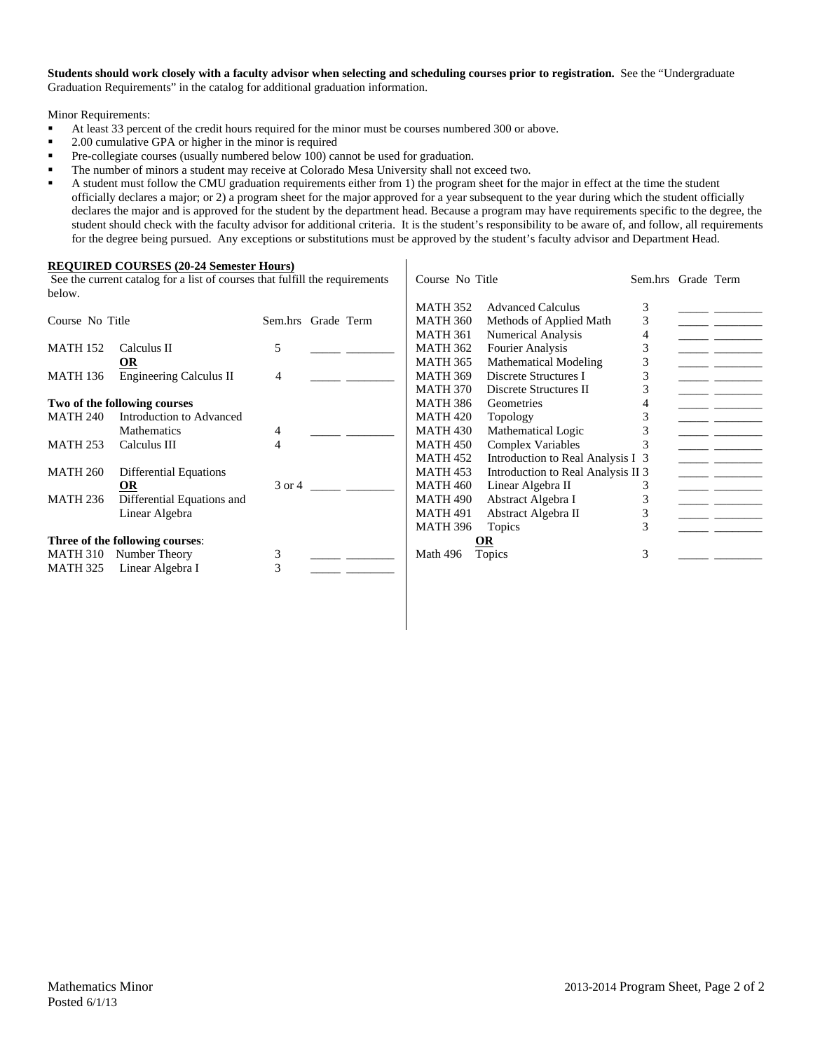**Students should work closely with a faculty advisor when selecting and scheduling courses prior to registration.** See the "Undergraduate Graduation Requirements" in the catalog for additional graduation information.

Minor Requirements:

- At least 33 percent of the credit hours required for the minor must be courses numbered 300 or above.
- 2.00 cumulative GPA or higher in the minor is required
- Pre-collegiate courses (usually numbered below 100) cannot be used for graduation.
- The number of minors a student may receive at Colorado Mesa University shall not exceed two.
- A student must follow the CMU graduation requirements either from 1) the program sheet for the major in effect at the time the student officially declares a major; or 2) a program sheet for the major approved for a year subsequent to the year during which the student officially declares the major and is approved for the student by the department head. Because a program may have requirements specific to the degree, the student should check with the faculty advisor for additional criteria. It is the student's responsibility to be aware of, and follow, all requirements for the degree being pursued. Any exceptions or substitutions must be approved by the student's faculty advisor and Department Head.

**REQUIRED COURSES (20-24 Semester Hours)**

See the current catalog for a list of courses that fulfill the requirements below.

| Course No | Title | Sem.hrs | Grade | Term |
|---|---|---|---|---|
| MATH 152 | Calculus II | 5 | _____ | ________ |
| | **OR** | | | |
| MATH 136 | Engineering Calculus II | 4 | _____ | ________ |
| **Two of the following courses** | | | | |
| MATH 240 | Introduction to Advanced Mathematics | 4 | _____ | ________ |
| MATH 253 | Calculus III | 4 | | |
| MATH 260 | Differential Equations | | | |
| | **OR** | 3 or 4 | _____ | ________ |
| MATH 236 | Differential Equations and Linear Algebra | | | |
| **Three of the following courses:** | | | | |
| MATH 310 | Number Theory | 3 | _____ | ________ |
| MATH 325 | Linear Algebra I | 3 | _____ | ________ |
| MATH 352 | Advanced Calculus | 3 | _____ | ________ |
| MATH 360 | Methods of Applied Math | 3 | _____ | ________ |
| MATH 361 | Numerical Analysis | 4 | _____ | ________ |
| MATH 362 | Fourier Analysis | 3 | _____ | ________ |
| MATH 365 | Mathematical Modeling | 3 | _____ | ________ |
| MATH 369 | Discrete Structures I | 3 | _____ | ________ |
| MATH 370 | Discrete Structures II | 3 | _____ | ________ |
| MATH 386 | Geometries | 4 | _____ | ________ |
| MATH 420 | Topology | 3 | _____ | ________ |
| MATH 430 | Mathematical Logic | 3 | _____ | ________ |
| MATH 450 | Complex Variables | 3 | _____ | ________ |
| MATH 452 | Introduction to Real Analysis I | 3 | _____ | ________ |
| MATH 453 | Introduction to Real Analysis II | 3 | _____ | ________ |
| MATH 460 | Linear Algebra II | 3 | _____ | ________ |
| MATH 490 | Abstract Algebra I | 3 | _____ | ________ |
| MATH 491 | Abstract Algebra II | 3 | _____ | ________ |
| MATH 396 | Topics | 3 | _____ | ________ |
| | **OR** | | | |
| Math 496 | Topics | 3 | _____ | ________ |

Mathematics Minor
Posted 6/1/13